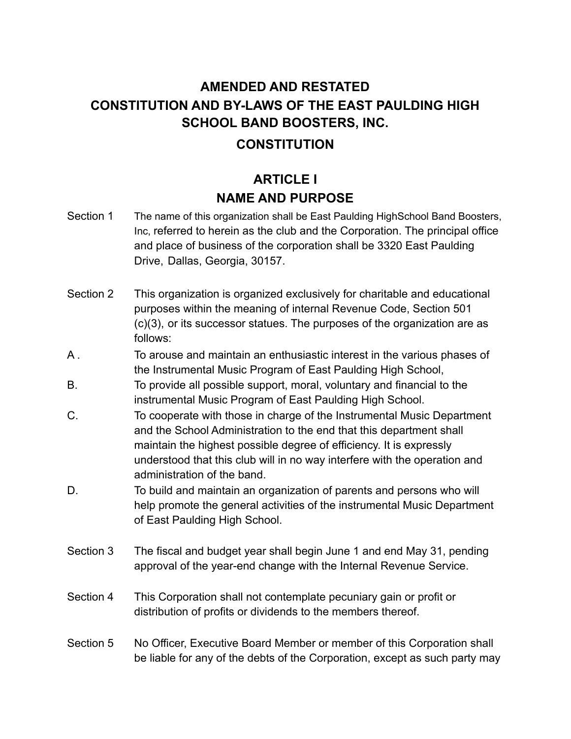# AMENDED AND RESTATED CONSTITUTION AND BY-LAWS OF THE EAST PAULDING HIGH SCHOOL BAND BOOSTERS, INC.

## CONSTITUTION

## ARTICLE I
## NAME AND PURPOSE

Section 1 The name of this organization shall be East Paulding HighSchool Band Boosters, Inc, referred to herein as the club and the Corporation. The principal office and place of business of the corporation shall be 3320 East Paulding Drive, Dallas, Georgia, 30157.

Section 2 This organization is organized exclusively for charitable and educational purposes within the meaning of internal Revenue Code, Section 501 (c)(3), or its successor statues. The purposes of the organization are as follows:

A . To arouse and maintain an enthusiastic interest in the various phases of the Instrumental Music Program of East Paulding High School,

B. To provide all possible support, moral, voluntary and financial to the instrumental Music Program of East Paulding High School.

C. To cooperate with those in charge of the Instrumental Music Department and the School Administration to the end that this department shall maintain the highest possible degree of efficiency. It is expressly understood that this club will in no way interfere with the operation and administration of the band.

D. To build and maintain an organization of parents and persons who will help promote the general activities of the instrumental Music Department of East Paulding High School.

Section 3 The fiscal and budget year shall begin June 1 and end May 31, pending approval of the year-end change with the Internal Revenue Service.

Section 4 This Corporation shall not contemplate pecuniary gain or profit or distribution of profits or dividends to the members thereof.

Section 5 No Officer, Executive Board Member or member of this Corporation shall be liable for any of the debts of the Corporation, except as such party may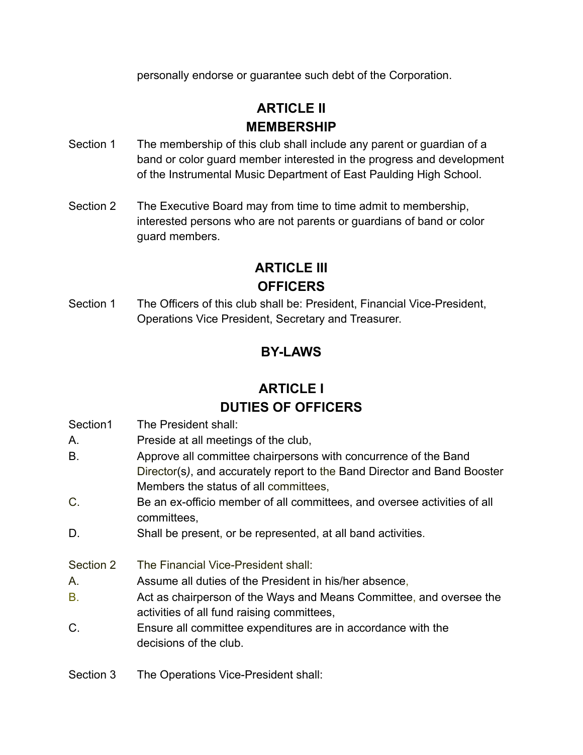personally endorse or guarantee such debt of the Corporation.

## ARTICLE II
## MEMBERSHIP

Section 1 The membership of this club shall include any parent or guardian of a band or color guard member interested in the progress and development of the Instrumental Music Department of East Paulding High School.

Section 2 The Executive Board may from time to time admit to membership, interested persons who are not parents or guardians of band or color guard members.

## ARTICLE III
## OFFICERS

Section 1 The Officers of this club shall be: President, Financial Vice-President, Operations Vice President, Secretary and Treasurer.

# BY-LAWS

## ARTICLE I
## DUTIES OF OFFICERS

Section1 The President shall:

A. Preside at all meetings of the club,

B. Approve all committee chairpersons with concurrence of the Band Director(s), and accurately report to the Band Director and Band Booster Members the status of all committees,

C. Be an ex-officio member of all committees, and oversee activities of all committees,

D. Shall be present, or be represented, at all band activities.

Section 2 The Financial Vice-President shall:

A. Assume all duties of the President in his/her absence,

B. Act as chairperson of the Ways and Means Committee, and oversee the activities of all fund raising committees,

C. Ensure all committee expenditures are in accordance with the decisions of the club.

Section 3 The Operations Vice-President shall: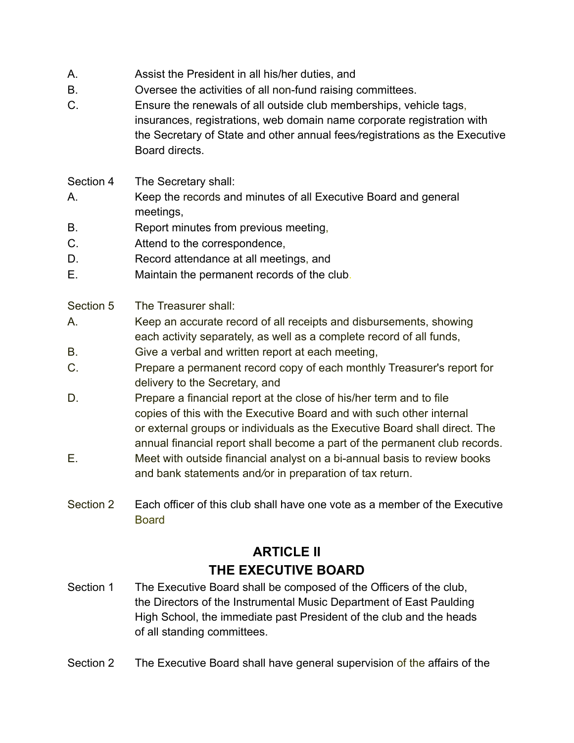A. Assist the President in all his/her duties, and

B. Oversee the activities of all non-fund raising committees.

C. Ensure the renewals of all outside club memberships, vehicle tags, insurances, registrations, web domain name corporate registration with the Secretary of State and other annual fees/registrations as the Executive Board directs.

Section 4 The Secretary shall:

A. Keep the records and minutes of all Executive Board and general meetings,

B. Report minutes from previous meeting,

C. Attend to the correspondence,

D. Record attendance at all meetings, and

E. Maintain the permanent records of the club.

Section 5 The Treasurer shall:

A. Keep an accurate record of all receipts and disbursements, showing each activity separately, as well as a complete record of all funds,

B. Give a verbal and written report at each meeting,

C. Prepare a permanent record copy of each monthly Treasurer's report for delivery to the Secretary, and

D. Prepare a financial report at the close of his/her term and to file copies of this with the Executive Board and with such other internal or external groups or individuals as the Executive Board shall direct. The annual financial report shall become a part of the permanent club records.

E. Meet with outside financial analyst on a bi-annual basis to review books and bank statements and/or in preparation of tax return.

Section 2 Each officer of this club shall have one vote as a member of the Executive Board

## ARTICLE II
## THE EXECUTIVE BOARD

Section 1 The Executive Board shall be composed of the Officers of the club, the Directors of the Instrumental Music Department of East Paulding High School, the immediate past President of the club and the heads of all standing committees.

Section 2 The Executive Board shall have general supervision of the affairs of the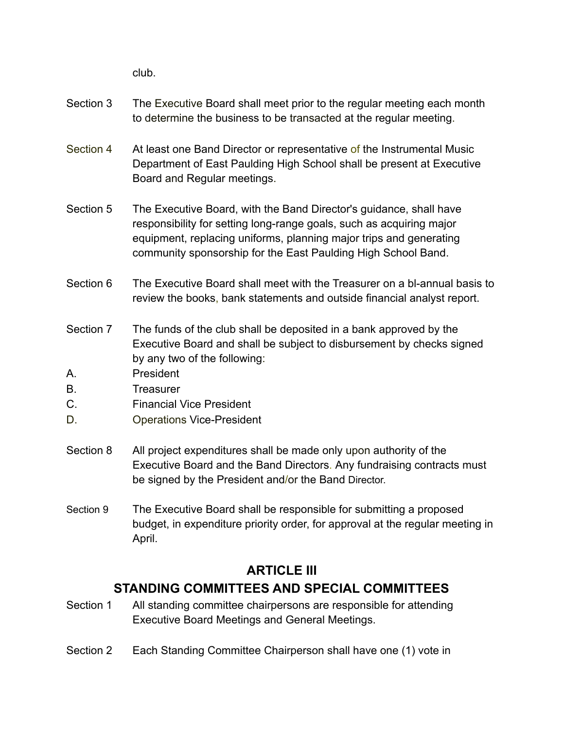club.

Section 3 The Executive Board shall meet prior to the regular meeting each month to determine the business to be transacted at the regular meeting.

Section 4 At least one Band Director or representative of the Instrumental Music Department of East Paulding High School shall be present at Executive Board and Regular meetings.

Section 5 The Executive Board, with the Band Director's guidance, shall have responsibility for setting long-range goals, such as acquiring major equipment, replacing uniforms, planning major trips and generating community sponsorship for the East Paulding High School Band.

Section 6 The Executive Board shall meet with the Treasurer on a bl-annual basis to review the books, bank statements and outside financial analyst report.

Section 7 The funds of the club shall be deposited in a bank approved by the Executive Board and shall be subject to disbursement by checks signed by any two of the following:

A. President
B. Treasurer
C. Financial Vice President
D. Operations Vice-President

Section 8 All project expenditures shall be made only upon authority of the Executive Board and the Band Directors. Any fundraising contracts must be signed by the President and/or the Band Director.

Section 9 The Executive Board shall be responsible for submitting a proposed budget, in expenditure priority order, for approval at the regular meeting in April.

## ARTICLE III
## STANDING COMMITTEES AND SPECIAL COMMITTEES

Section 1 All standing committee chairpersons are responsible for attending Executive Board Meetings and General Meetings.

Section 2 Each Standing Committee Chairperson shall have one (1) vote in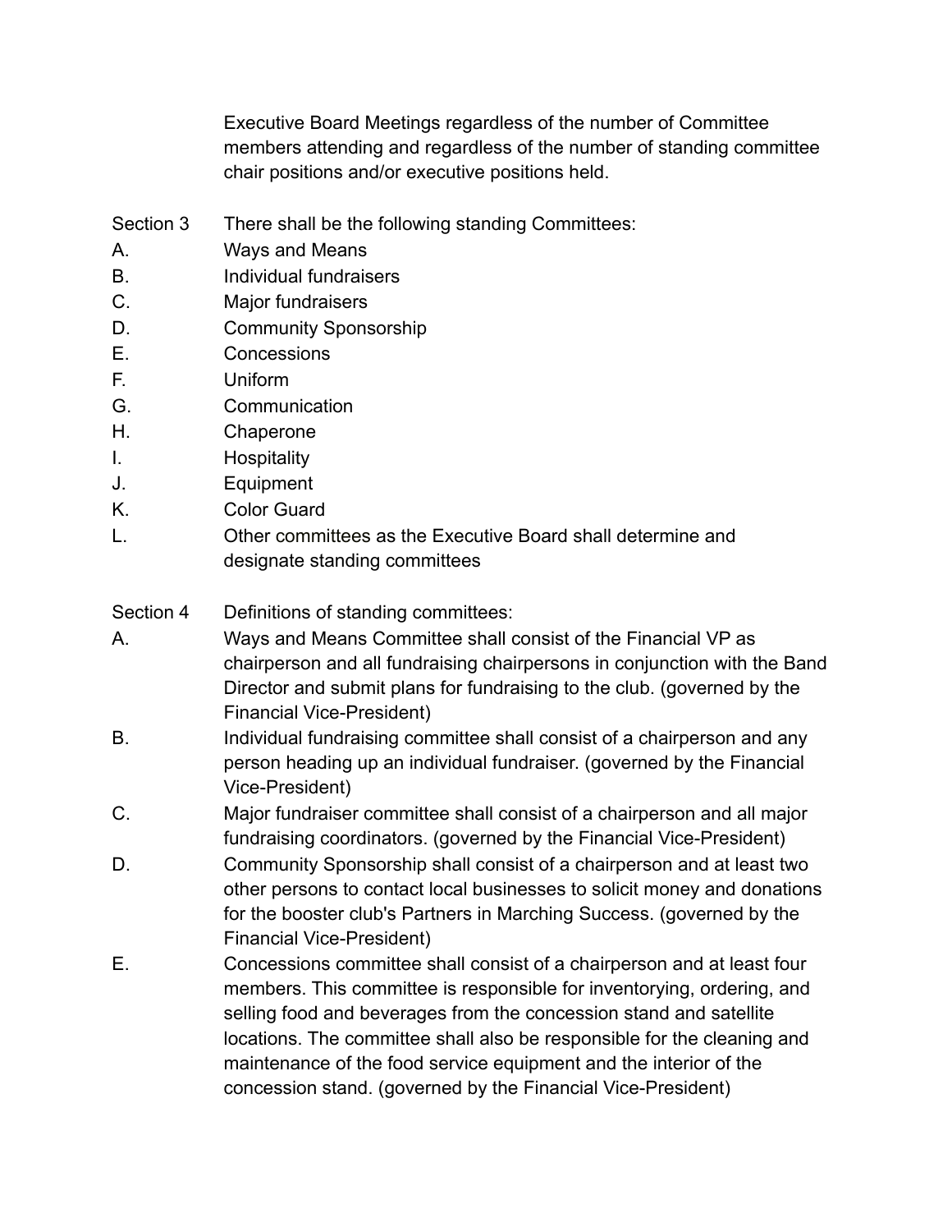Executive Board Meetings regardless of the number of Committee members attending and regardless of the number of standing committee chair positions and/or executive positions held.

Section 3 There shall be the following standing Committees:

A. Ways and Means
B. Individual fundraisers
C. Major fundraisers
D. Community Sponsorship
E. Concessions
F. Uniform
G. Communication
H. Chaperone
I. Hospitality
J. Equipment
K. Color Guard
L. Other committees as the Executive Board shall determine and designate standing committees

Section 4 Definitions of standing committees:

A. Ways and Means Committee shall consist of the Financial VP as chairperson and all fundraising chairpersons in conjunction with the Band Director and submit plans for fundraising to the club. (governed by the Financial Vice-President)

B. Individual fundraising committee shall consist of a chairperson and any person heading up an individual fundraiser. (governed by the Financial Vice-President)

C. Major fundraiser committee shall consist of a chairperson and all major fundraising coordinators. (governed by the Financial Vice-President)

D. Community Sponsorship shall consist of a chairperson and at least two other persons to contact local businesses to solicit money and donations for the booster club's Partners in Marching Success. (governed by the Financial Vice-President)

E. Concessions committee shall consist of a chairperson and at least four members. This committee is responsible for inventorying, ordering, and selling food and beverages from the concession stand and satellite locations. The committee shall also be responsible for the cleaning and maintenance of the food service equipment and the interior of the concession stand. (governed by the Financial Vice-President)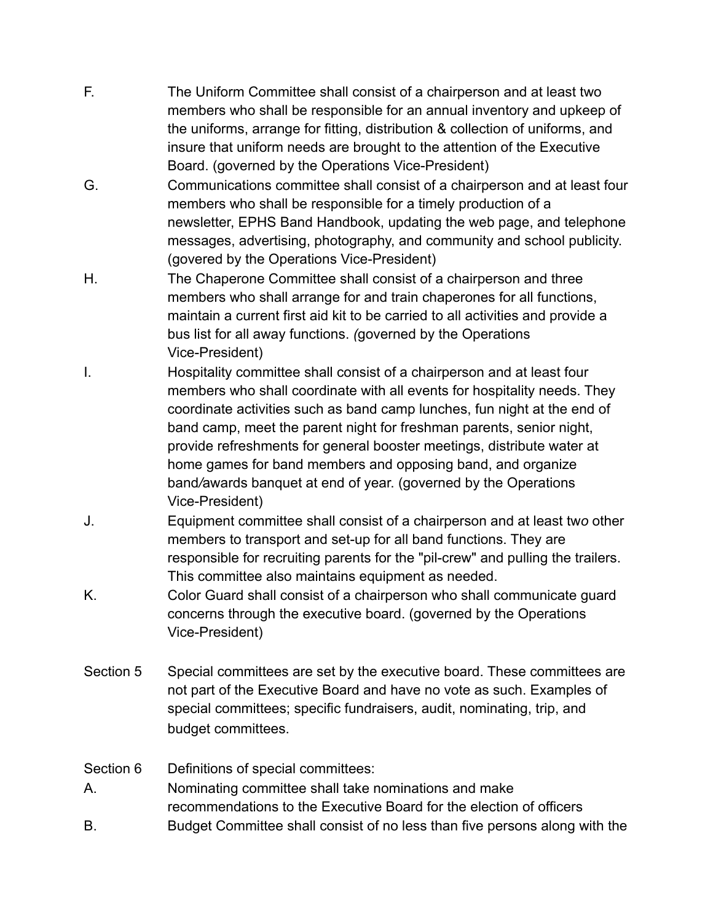F. The Uniform Committee shall consist of a chairperson and at least two members who shall be responsible for an annual inventory and upkeep of the uniforms, arrange for fitting, distribution & collection of uniforms, and insure that uniform needs are brought to the attention of the Executive Board. (governed by the Operations Vice-President)

G. Communications committee shall consist of a chairperson and at least four members who shall be responsible for a timely production of a newsletter, EPHS Band Handbook, updating the web page, and telephone messages, advertising, photography, and community and school publicity. (govered by the Operations Vice-President)

H. The Chaperone Committee shall consist of a chairperson and three members who shall arrange for and train chaperones for all functions, maintain a current first aid kit to be carried to all activities and provide a bus list for all away functions. *(*governed by the Operations Vice-President)

I. Hospitality committee shall consist of a chairperson and at least four members who shall coordinate with all events for hospitality needs. They coordinate activities such as band camp lunches, fun night at the end of band camp, meet the parent night for freshman parents, senior night, provide refreshments for general booster meetings, distribute water at home games for band members and opposing band, and organize band*/*awards banquet at end of year. (governed by the Operations Vice-President)

J. Equipment committee shall consist of a chairperson and at least tw*o* other members to transport and set-up for all band functions. They are responsible for recruiting parents for the "pil-crew" and pulling the trailers. This committee also maintains equipment as needed.

K. Color Guard shall consist of a chairperson who shall communicate guard concerns through the executive board. (governed by the Operations Vice-President)

Section 5 Special committees are set by the executive board. These committees are not part of the Executive Board and have no vote as such. Examples of special committees; specific fundraisers, audit, nominating, trip, and budget committees.

Section 6 Definitions of special committees:

A. Nominating committee shall take nominations and make recommendations to the Executive Board for the election of officers

B. Budget Committee shall consist of no less than five persons along with the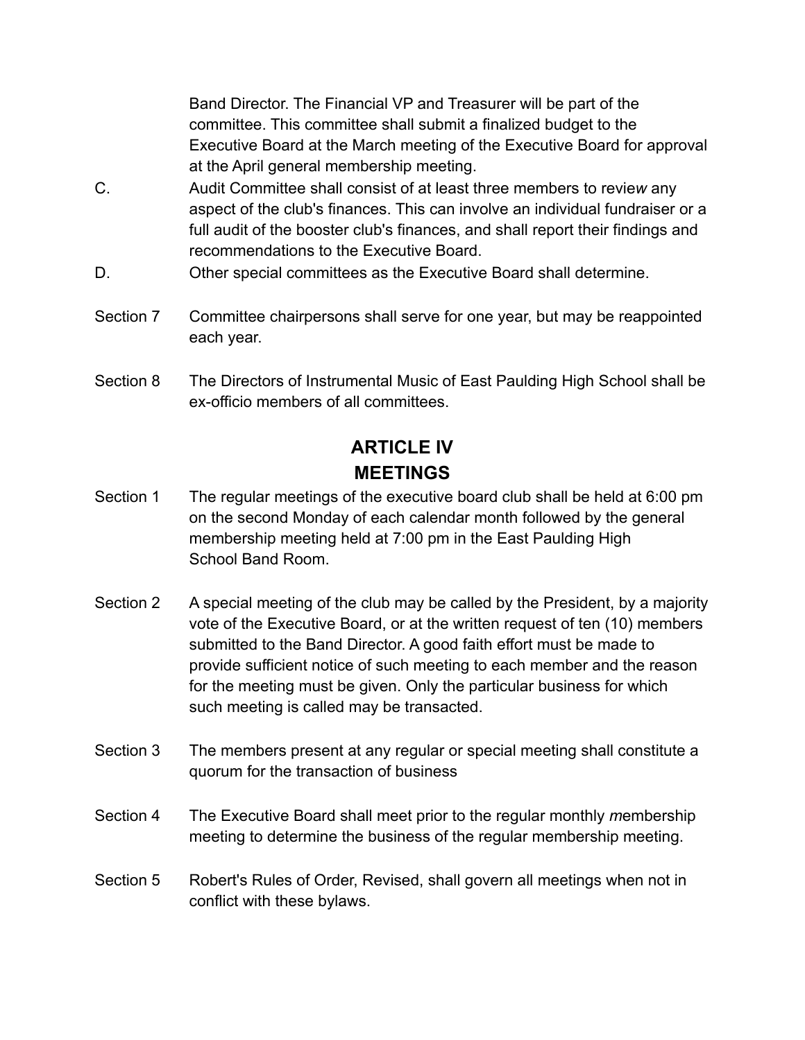Band Director. The Financial VP and Treasurer will be part of the committee. This committee shall submit a finalized budget to the Executive Board at the March meeting of the Executive Board for approval at the April general membership meeting.

C. Audit Committee shall consist of at least three members to review any aspect of the club's finances. This can involve an individual fundraiser or a full audit of the booster club's finances, and shall report their findings and recommendations to the Executive Board.

D. Other special committees as the Executive Board shall determine.

Section 7 Committee chairpersons shall serve for one year, but may be reappointed each year.

Section 8 The Directors of Instrumental Music of East Paulding High School shall be ex-officio members of all committees.

## ARTICLE IV
## MEETINGS

Section 1 The regular meetings of the executive board club shall be held at 6:00 pm on the second Monday of each calendar month followed by the general membership meeting held at 7:00 pm in the East Paulding High School Band Room.

Section 2 A special meeting of the club may be called by the President, by a majority vote of the Executive Board, or at the written request of ten (10) members submitted to the Band Director. A good faith effort must be made to provide sufficient notice of such meeting to each member and the reason for the meeting must be given. Only the particular business for which such meeting is called may be transacted.

Section 3 The members present at any regular or special meeting shall constitute a quorum for the transaction of business

Section 4 The Executive Board shall meet prior to the regular monthly membership meeting to determine the business of the regular membership meeting.

Section 5 Robert's Rules of Order, Revised, shall govern all meetings when not in conflict with these bylaws.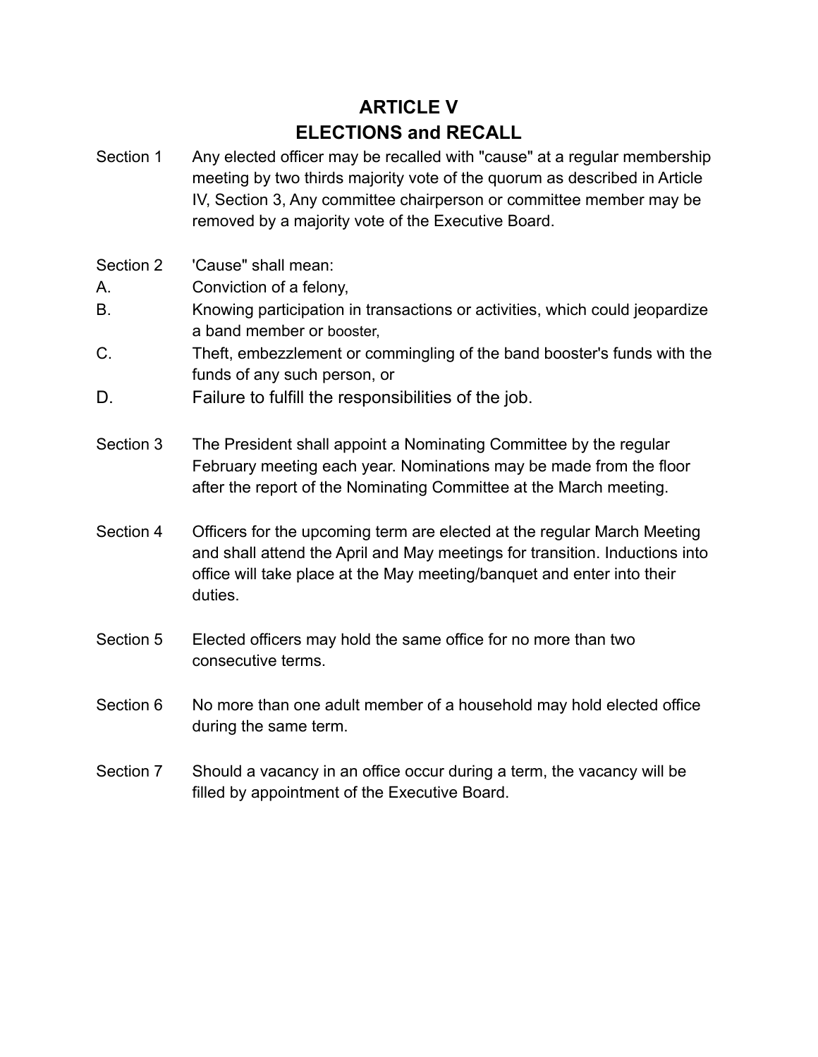# ARTICLE V
# ELECTIONS and RECALL

Section 1 Any elected officer may be recalled with "cause" at a regular membership meeting by two thirds majority vote of the quorum as described in Article IV, Section 3, Any committee chairperson or committee member may be removed by a majority vote of the Executive Board.

Section 2 'Cause" shall mean:

A. Conviction of a felony,

B. Knowing participation in transactions or activities, which could jeopardize a band member or booster,

C. Theft, embezzlement or commingling of the band booster's funds with the funds of any such person, or

D. Failure to fulfill the responsibilities of the job.

Section 3 The President shall appoint a Nominating Committee by the regular February meeting each year. Nominations may be made from the floor after the report of the Nominating Committee at the March meeting.

Section 4 Officers for the upcoming term are elected at the regular March Meeting and shall attend the April and May meetings for transition. Inductions into office will take place at the May meeting/banquet and enter into their duties.

Section 5 Elected officers may hold the same office for no more than two consecutive terms.

Section 6 No more than one adult member of a household may hold elected office during the same term.

Section 7 Should a vacancy in an office occur during a term, the vacancy will be filled by appointment of the Executive Board.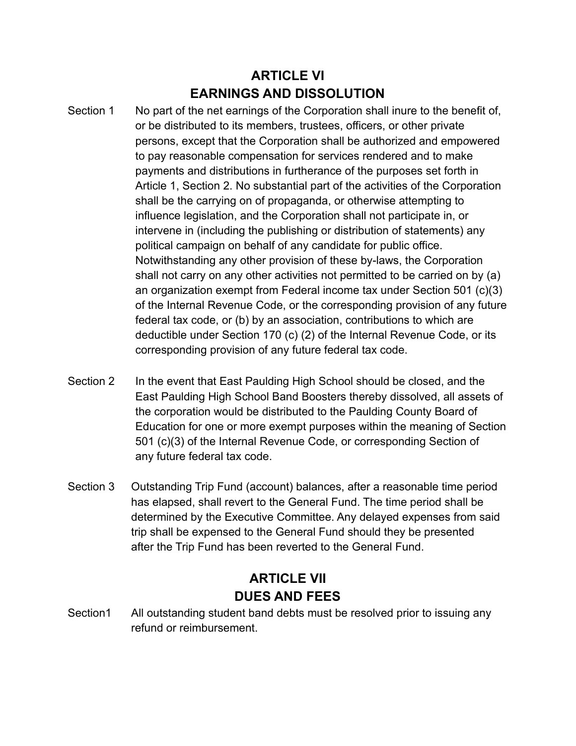## ARTICLE VI
## EARNINGS AND DISSOLUTION

Section 1 No part of the net earnings of the Corporation shall inure to the benefit of, or be distributed to its members, trustees, officers, or other private persons, except that the Corporation shall be authorized and empowered to pay reasonable compensation for services rendered and to make payments and distributions in furtherance of the purposes set forth in Article 1, Section 2. No substantial part of the activities of the Corporation shall be the carrying on of propaganda, or otherwise attempting to influence legislation, and the Corporation shall not participate in, or intervene in (including the publishing or distribution of statements) any political campaign on behalf of any candidate for public office. Notwithstanding any other provision of these by-laws, the Corporation shall not carry on any other activities not permitted to be carried on by (a) an organization exempt from Federal income tax under Section 501 (c)(3) of the Internal Revenue Code, or the corresponding provision of any future federal tax code, or (b) by an association, contributions to which are deductible under Section 170 (c) (2) of the Internal Revenue Code, or its corresponding provision of any future federal tax code.

Section 2 In the event that East Paulding High School should be closed, and the East Paulding High School Band Boosters thereby dissolved, all assets of the corporation would be distributed to the Paulding County Board of Education for one or more exempt purposes within the meaning of Section 501 (c)(3) of the Internal Revenue Code, or corresponding Section of any future federal tax code.

Section 3 Outstanding Trip Fund (account) balances, after a reasonable time period has elapsed, shall revert to the General Fund. The time period shall be determined by the Executive Committee. Any delayed expenses from said trip shall be expensed to the General Fund should they be presented after the Trip Fund has been reverted to the General Fund.

## ARTICLE VII
## DUES AND FEES

Section1 All outstanding student band debts must be resolved prior to issuing any refund or reimbursement.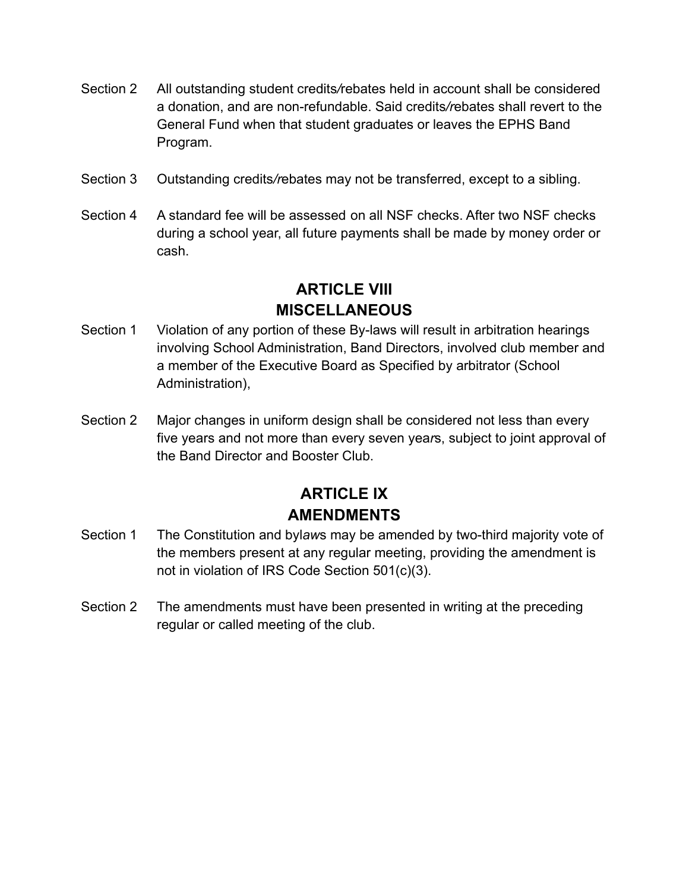Section 2 All outstanding student credits/rebates held in account shall be considered a donation, and are non-refundable. Said credits/rebates shall revert to the General Fund when that student graduates or leaves the EPHS Band Program.

Section 3 Outstanding credits/rebates may not be transferred, except to a sibling.

Section 4 A standard fee will be assessed on all NSF checks. After two NSF checks during a school year, all future payments shall be made by money order or cash.

## ARTICLE VIII
## MISCELLANEOUS

Section 1 Violation of any portion of these By-laws will result in arbitration hearings involving School Administration, Band Directors, involved club member and a member of the Executive Board as Specified by arbitrator (School Administration),

Section 2 Major changes in uniform design shall be considered not less than every five years and not more than every seven years, subject to joint approval of the Band Director and Booster Club.

## ARTICLE IX
## AMENDMENTS

Section 1 The Constitution and bylaws may be amended by two-third majority vote of the members present at any regular meeting, providing the amendment is not in violation of IRS Code Section 501(c)(3).

Section 2 The amendments must have been presented in writing at the preceding regular or called meeting of the club.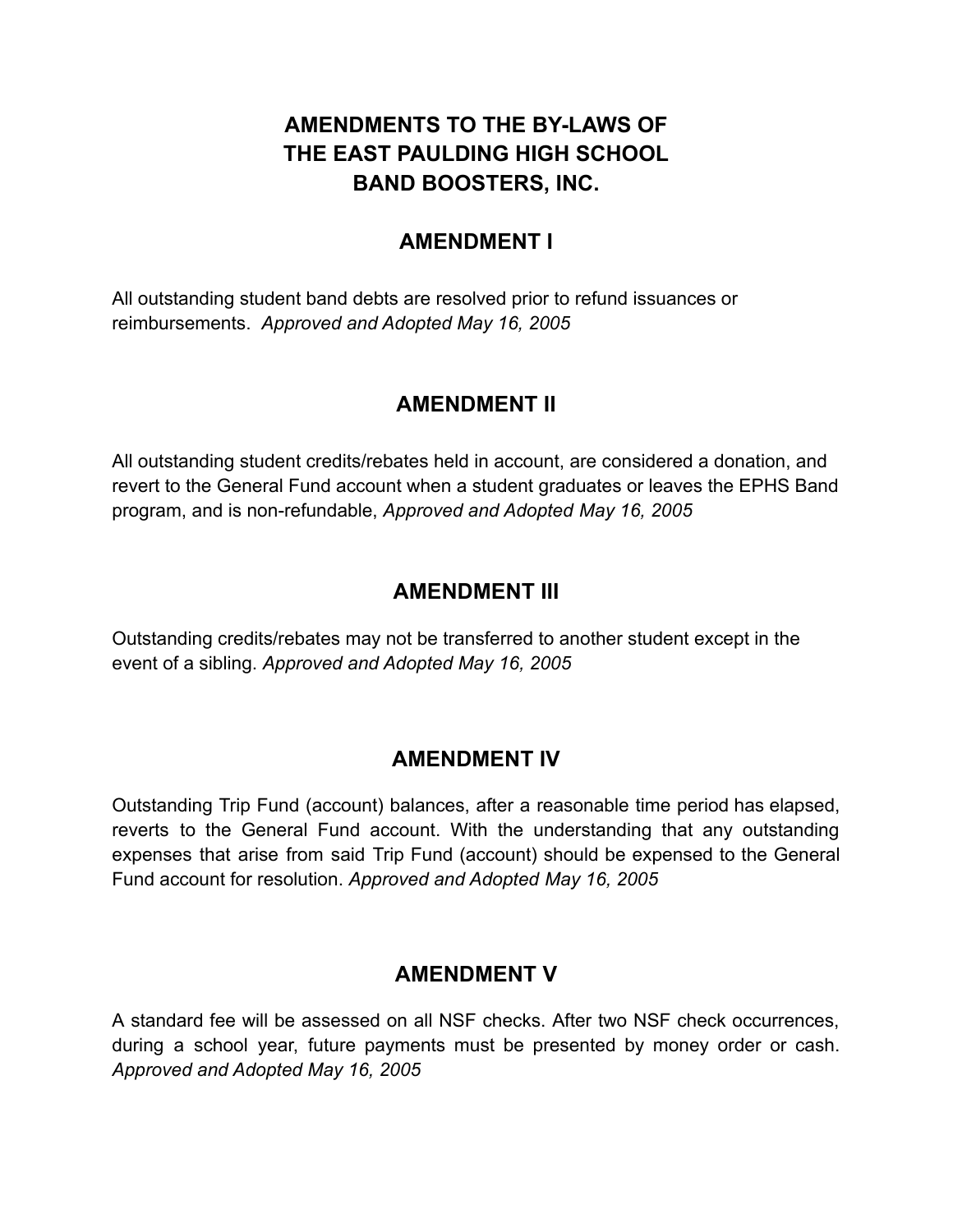# AMENDMENTS TO THE BY-LAWS OF THE EAST PAULDING HIGH SCHOOL BAND BOOSTERS, INC.

## AMENDMENT I

All outstanding student band debts are resolved prior to refund issuances or reimbursements. *Approved and Adopted May 16, 2005*

## AMENDMENT II

All outstanding student credits/rebates held in account, are considered a donation, and revert to the General Fund account when a student graduates or leaves the EPHS Band program, and is non-refundable, *Approved and Adopted May 16, 2005*

## AMENDMENT III

Outstanding credits/rebates may not be transferred to another student except in the event of a sibling. *Approved and Adopted May 16, 2005*

## AMENDMENT IV

Outstanding Trip Fund (account) balances, after a reasonable time period has elapsed, reverts to the General Fund account. With the understanding that any outstanding expenses that arise from said Trip Fund (account) should be expensed to the General Fund account for resolution. *Approved and Adopted May 16, 2005*

## AMENDMENT V

A standard fee will be assessed on all NSF checks. After two NSF check occurrences, during a school year, future payments must be presented by money order or cash. *Approved and Adopted May 16, 2005*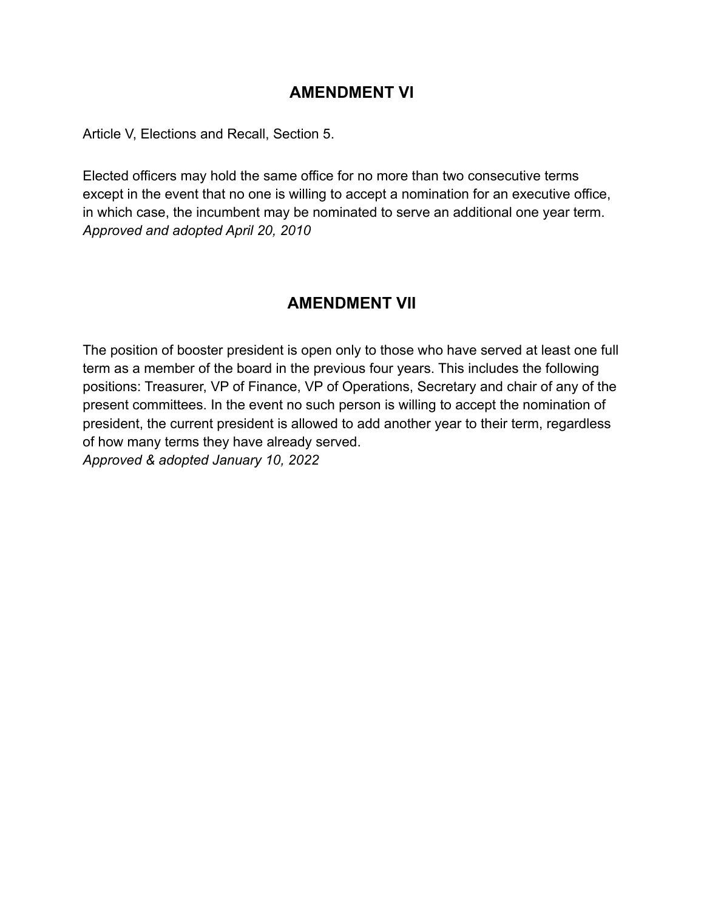## AMENDMENT VI

Article V, Elections and Recall, Section 5.

Elected officers may hold the same office for no more than two consecutive terms except in the event that no one is willing to accept a nomination for an executive office, in which case, the incumbent may be nominated to serve an additional one year term.
*Approved and adopted April 20, 2010*

## AMENDMENT VII

The position of booster president is open only to those who have served at least one full term as a member of the board in the previous four years. This includes the following positions: Treasurer, VP of Finance, VP of Operations, Secretary and chair of any of the present committees. In the event no such person is willing to accept the nomination of president, the current president is allowed to add another year to their term, regardless of how many terms they have already served.
*Approved & adopted January 10, 2022*